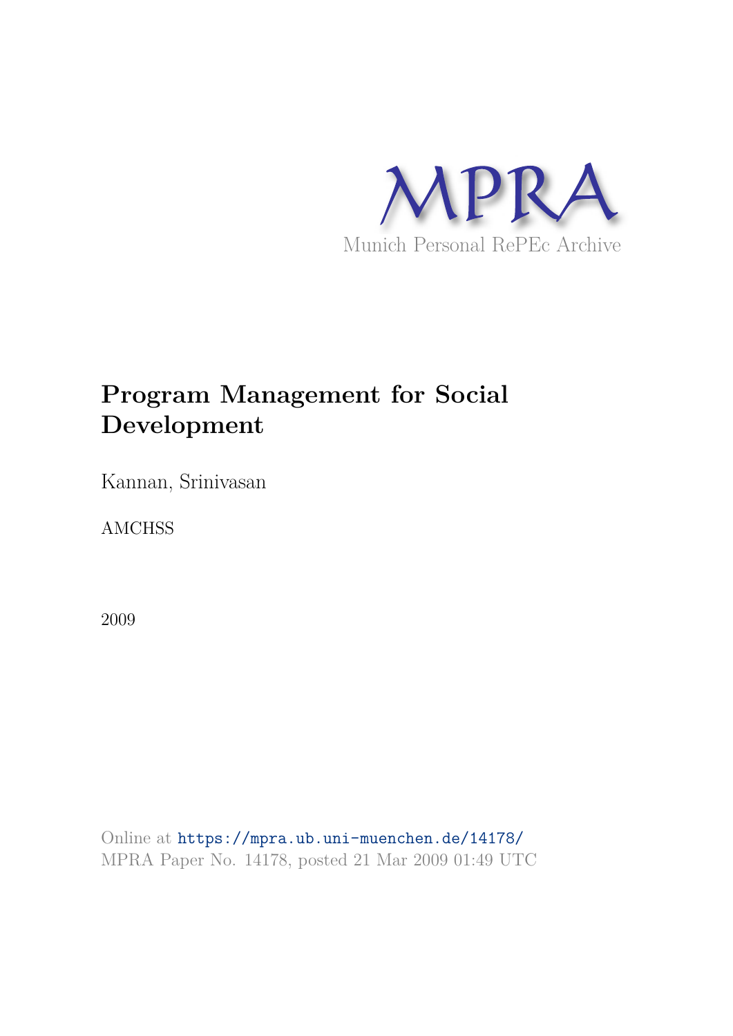MPRA

Munich Personal RePEc Archive

# Program Management for Social Development

Kannan, Srinivasan

AMCHSS

2009

Online at https://mpra.ub.uni-muenchen.de/14178/
MPRA Paper No. 14178, posted 21 Mar 2009 01:49 UTC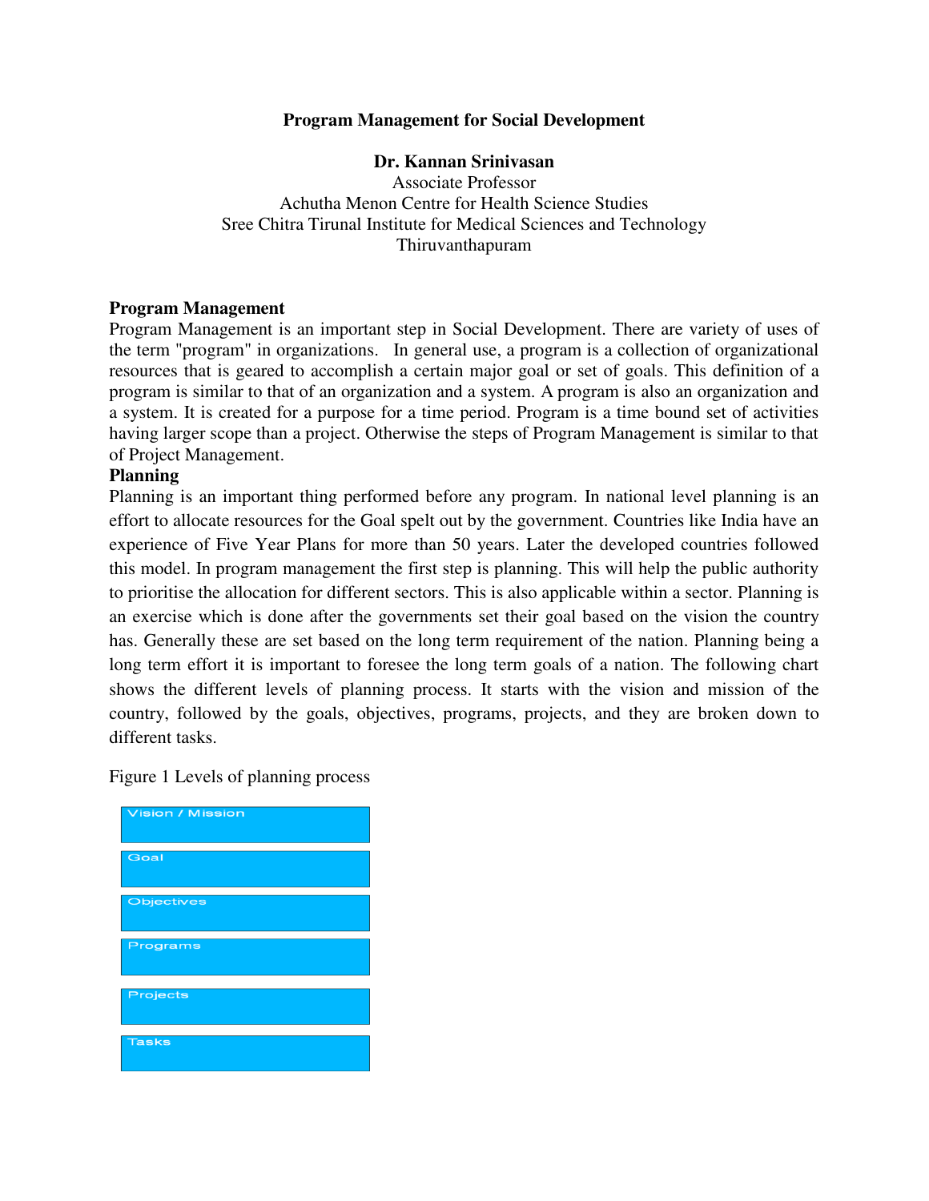**Program Management for Social Development**

**Dr. Kannan Srinivasan**
Associate Professor
Achutha Menon Centre for Health Science Studies
Sree Chitra Tirunal Institute for Medical Sciences and Technology
Thiruvanthapuram

## Program Management

Program Management is an important step in Social Development. There are variety of uses of the term "program" in organizations. In general use, a program is a collection of organizational resources that is geared to accomplish a certain major goal or set of goals. This definition of a program is similar to that of an organization and a system. A program is also an organization and a system. It is created for a purpose for a time period. Program is a time bound set of activities having larger scope than a project. Otherwise the steps of Program Management is similar to that of Project Management.

## Planning

Planning is an important thing performed before any program. In national level planning is an effort to allocate resources for the Goal spelt out by the government. Countries like India have an experience of Five Year Plans for more than 50 years. Later the developed countries followed this model. In program management the first step is planning. This will help the public authority to prioritise the allocation for different sectors. This is also applicable within a sector. Planning is an exercise which is done after the governments set their goal based on the vision the country has. Generally these are set based on the long term requirement of the nation. Planning being a long term effort it is important to foresee the long term goals of a nation. The following chart shows the different levels of planning process. It starts with the vision and mission of the country, followed by the goals, objectives, programs, projects, and they are broken down to different tasks.

Figure 1 Levels of planning process

- Vision / Mission
- Goal
- Objectives
- Programs
- Projects
- Tasks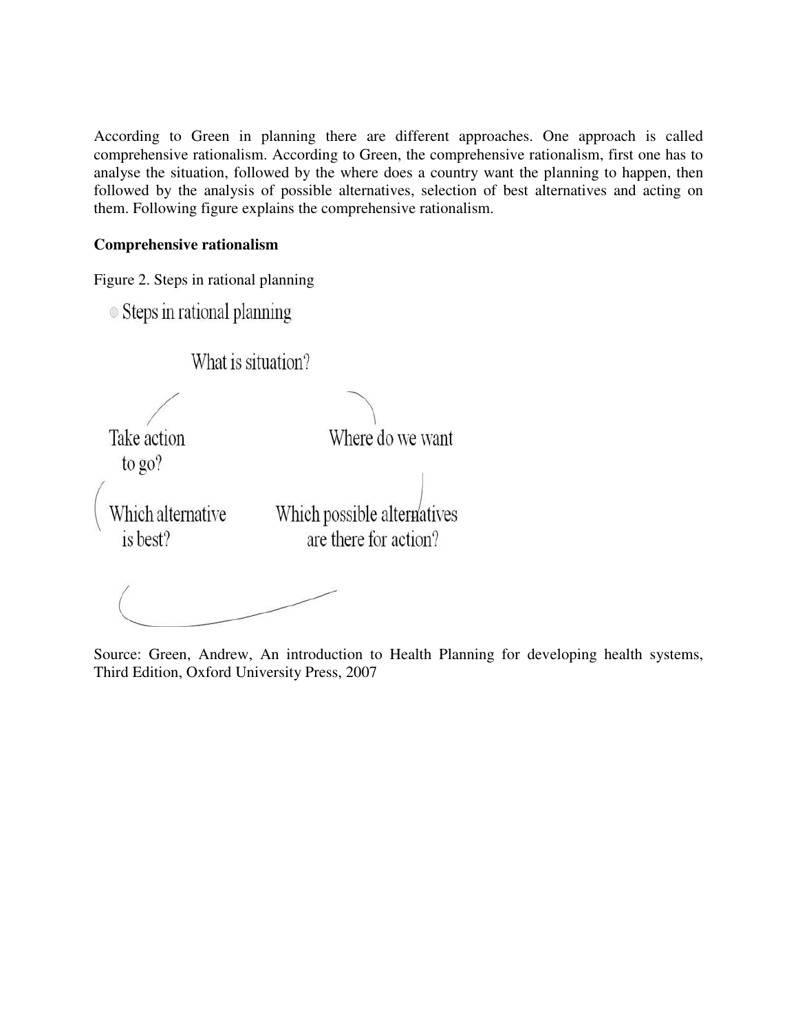According to Green in planning there are different approaches. One approach is called comprehensive rationalism. According to Green, the comprehensive rationalism, first one has to analyse the situation, followed by the where does a country want the planning to happen, then followed by the analysis of possible alternatives, selection of best alternatives and acting on them. Following figure explains the comprehensive rationalism.

**Comprehensive rationalism**

Figure 2. Steps in rational planning

Steps in rational planning

What is situation?

Where do we want to go?

Which possible alternatives are there for action?

Which alternative is best?

Take action

Source: Green, Andrew, An introduction to Health Planning for developing health systems, Third Edition, Oxford University Press, 2007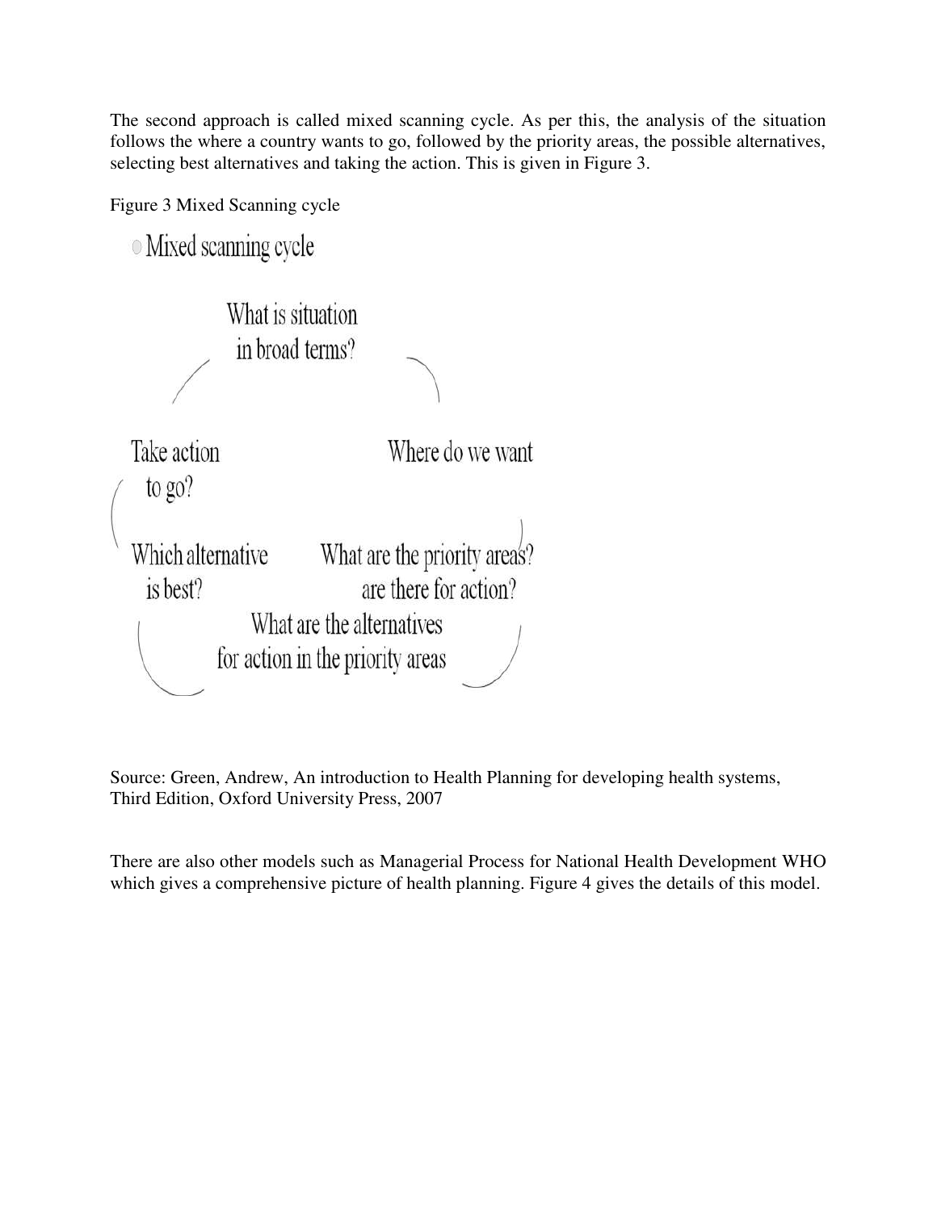The second approach is called mixed scanning cycle. As per this, the analysis of the situation follows the where a country wants to go, followed by the priority areas, the possible alternatives, selecting best alternatives and taking the action. This is given in Figure 3.

Figure 3 Mixed Scanning cycle

Mixed scanning cycle

What is situation in broad terms?

Where do we want to go?

What are the priority areas? are there for action?

What are the alternatives for action in the priority areas

Which alternative is best?

Take action

Source: Green, Andrew, An introduction to Health Planning for developing health systems, Third Edition, Oxford University Press, 2007

There are also other models such as Managerial Process for National Health Development WHO which gives a comprehensive picture of health planning. Figure 4 gives the details of this model.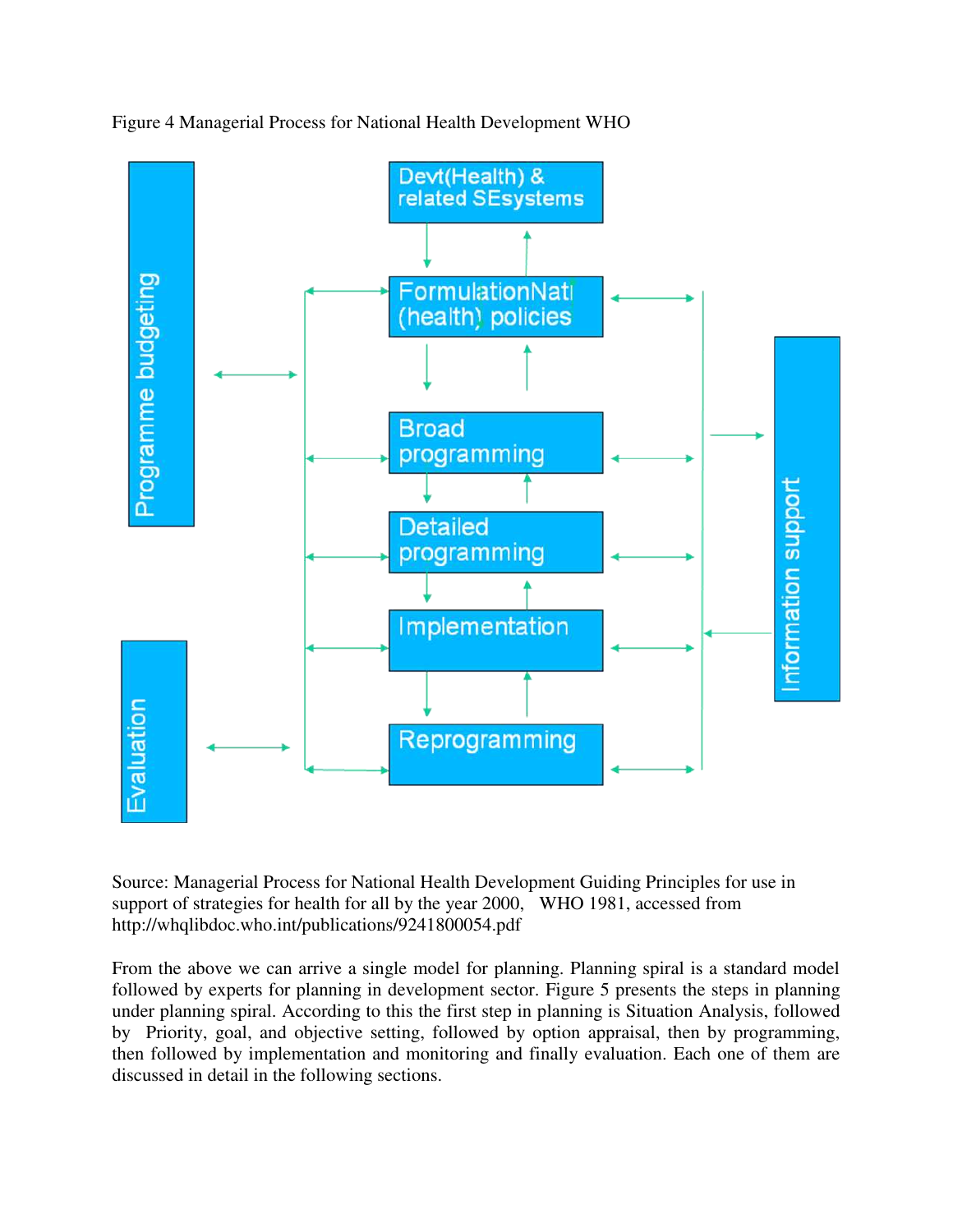Figure 4 Managerial Process for National Health Development WHO

Source: Managerial Process for National Health Development Guiding Principles for use in support of strategies for health for all by the year 2000, WHO 1981, accessed from http://whqlibdoc.who.int/publications/9241800054.pdf

From the above we can arrive a single model for planning. Planning spiral is a standard model followed by experts for planning in development sector. Figure 5 presents the steps in planning under planning spiral. According to this the first step in planning is Situation Analysis, followed by Priority, goal, and objective setting, followed by option appraisal, then by programming, then followed by implementation and monitoring and finally evaluation. Each one of them are discussed in detail in the following sections.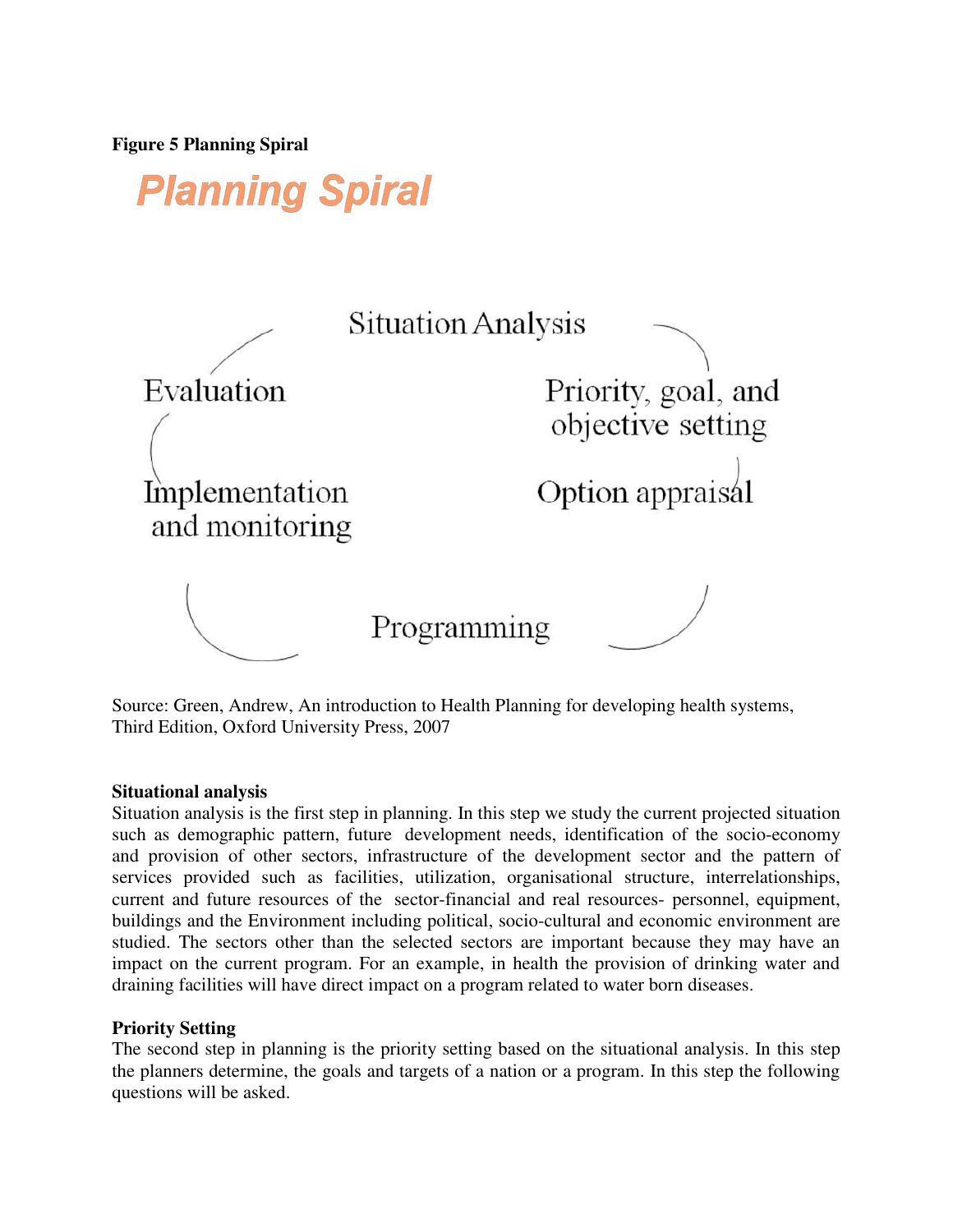**Figure 5 Planning Spiral**

Planning Spiral

Situation Analysis

Priority, goal, and objective setting

Option appraisal

Programming

Implementation and monitoring

Evaluation

Source: Green, Andrew, An introduction to Health Planning for developing health systems, Third Edition, Oxford University Press, 2007

**Situational analysis**

Situation analysis is the first step in planning. In this step we study the current projected situation such as demographic pattern, future development needs, identification of the socio-economy and provision of other sectors, infrastructure of the development sector and the pattern of services provided such as facilities, utilization, organisational structure, interrelationships, current and future resources of the sector-financial and real resources- personnel, equipment, buildings and the Environment including political, socio-cultural and economic environment are studied. The sectors other than the selected sectors are important because they may have an impact on the current program. For an example, in health the provision of drinking water and draining facilities will have direct impact on a program related to water born diseases.

**Priority Setting**

The second step in planning is the priority setting based on the situational analysis. In this step the planners determine, the goals and targets of a nation or a program. In this step the following questions will be asked.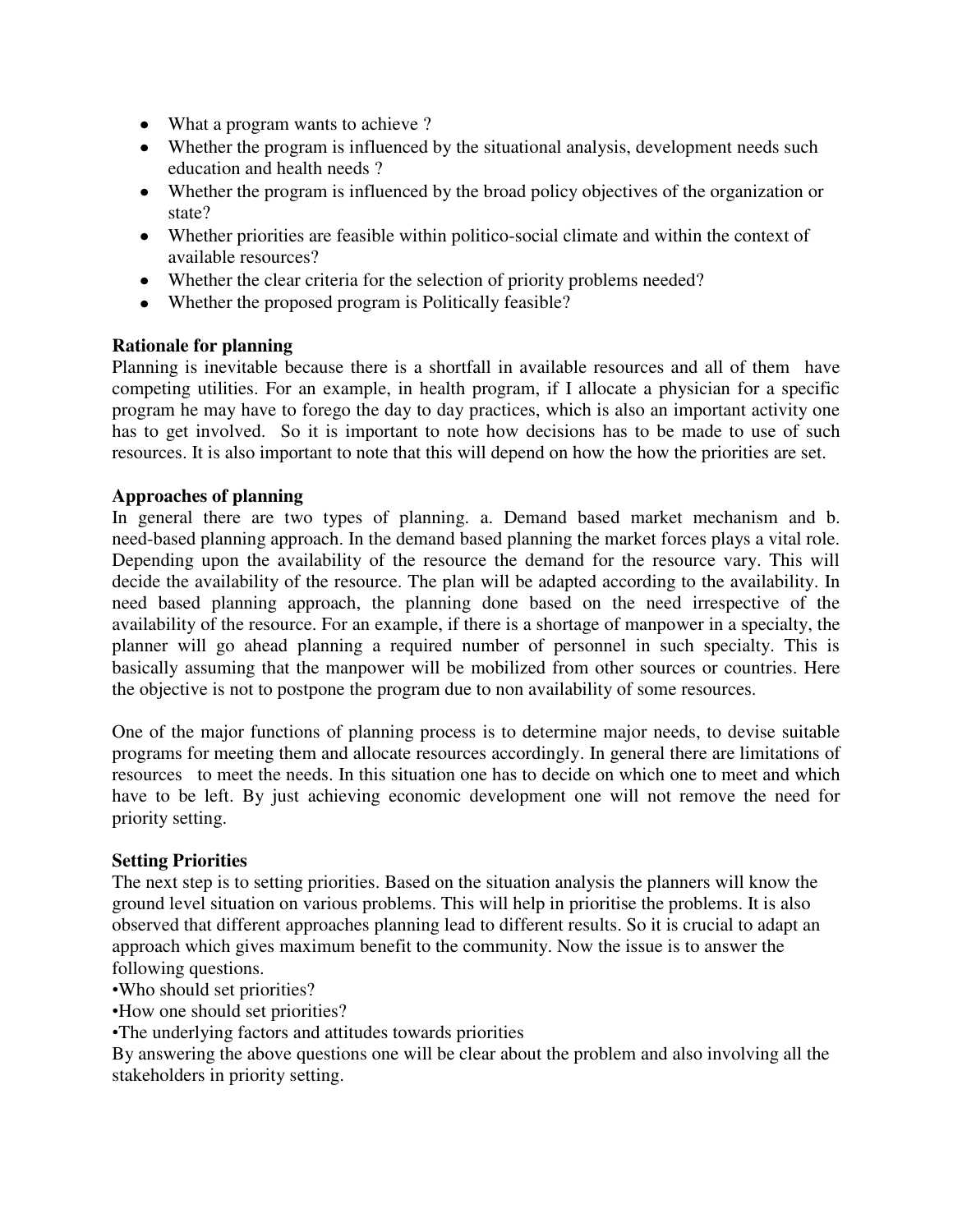- What a program wants to achieve ?
- Whether the program is influenced by the situational analysis, development needs such education and health needs ?
- Whether the program is influenced by the broad policy objectives of the organization or state?
- Whether priorities are feasible within politico-social climate and within the context of available resources?
- Whether the clear criteria for the selection of priority problems needed?
- Whether the proposed program is Politically feasible?

**Rationale for planning**

Planning is inevitable because there is a shortfall in available resources and all of them have competing utilities. For an example, in health program, if I allocate a physician for a specific program he may have to forego the day to day practices, which is also an important activity one has to get involved. So it is important to note how decisions has to be made to use of such resources. It is also important to note that this will depend on how the how the priorities are set.

**Approaches of planning**

In general there are two types of planning. a. Demand based market mechanism and b. need-based planning approach. In the demand based planning the market forces plays a vital role. Depending upon the availability of the resource the demand for the resource vary. This will decide the availability of the resource. The plan will be adapted according to the availability. In need based planning approach, the planning done based on the need irrespective of the availability of the resource. For an example, if there is a shortage of manpower in a specialty, the planner will go ahead planning a required number of personnel in such specialty. This is basically assuming that the manpower will be mobilized from other sources or countries. Here the objective is not to postpone the program due to non availability of some resources.

One of the major functions of planning process is to determine major needs, to devise suitable programs for meeting them and allocate resources accordingly. In general there are limitations of resources to meet the needs. In this situation one has to decide on which one to meet and which have to be left. By just achieving economic development one will not remove the need for priority setting.

**Setting Priorities**

The next step is to setting priorities. Based on the situation analysis the planners will know the ground level situation on various problems. This will help in prioritise the problems. It is also observed that different approaches planning lead to different results. So it is crucial to adapt an approach which gives maximum benefit to the community. Now the issue is to answer the following questions.

- Who should set priorities?
- How one should set priorities?
- The underlying factors and attitudes towards priorities

By answering the above questions one will be clear about the problem and also involving all the stakeholders in priority setting.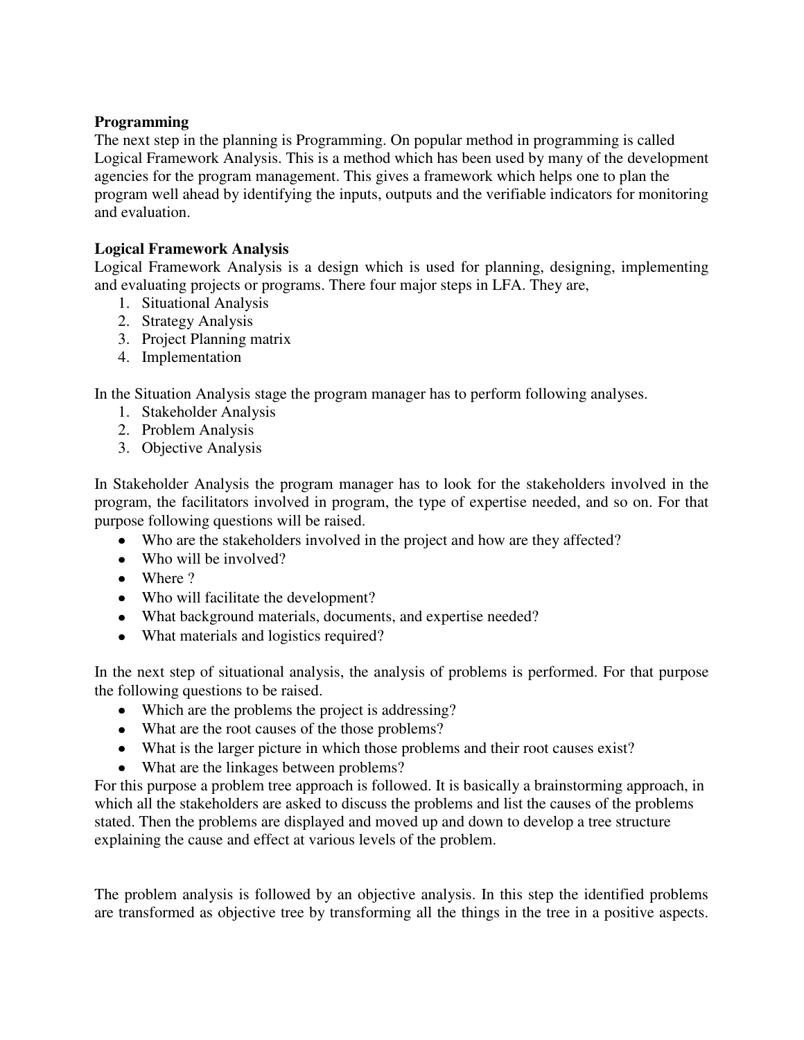**Programming**

The next step in the planning is Programming. On popular method in programming is called Logical Framework Analysis. This is a method which has been used by many of the development agencies for the program management. This gives a framework which helps one to plan the program well ahead by identifying the inputs, outputs and the verifiable indicators for monitoring and evaluation.

**Logical Framework Analysis**

Logical Framework Analysis is a design which is used for planning, designing, implementing and evaluating projects or programs. There four major steps in LFA. They are,

1. Situational Analysis
2. Strategy Analysis
3. Project Planning matrix
4. Implementation

In the Situation Analysis stage the program manager has to perform following analyses.

1. Stakeholder Analysis
2. Problem Analysis
3. Objective Analysis

In Stakeholder Analysis the program manager has to look for the stakeholders involved in the program, the facilitators involved in program, the type of expertise needed, and so on. For that purpose following questions will be raised.

- Who are the stakeholders involved in the project and how are they affected?
- Who will be involved?
- Where ?
- Who will facilitate the development?
- What background materials, documents, and expertise needed?
- What materials and logistics required?

In the next step of situational analysis, the analysis of problems is performed. For that purpose the following questions to be raised.

- Which are the problems the project is addressing?
- What are the root causes of the those problems?
- What is the larger picture in which those problems and their root causes exist?
- What are the linkages between problems?

For this purpose a problem tree approach is followed. It is basically a brainstorming approach, in which all the stakeholders are asked to discuss the problems and list the causes of the problems stated. Then the problems are displayed and moved up and down to develop a tree structure explaining the cause and effect at various levels of the problem.

The problem analysis is followed by an objective analysis. In this step the identified problems are transformed as objective tree by transforming all the things in the tree in a positive aspects.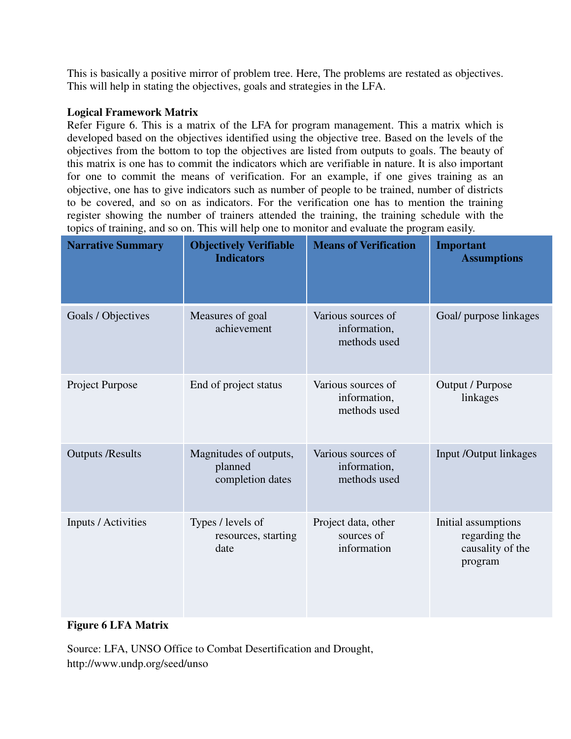This is basically a positive mirror of problem tree. Here, The problems are restated as objectives. This will help in stating the objectives, goals and strategies in the LFA.

**Logical Framework Matrix**

Refer Figure 6. This is a matrix of the LFA for program management. This a matrix which is developed based on the objectives identified using the objective tree. Based on the levels of the objectives from the bottom to top the objectives are listed from outputs to goals. The beauty of this matrix is one has to commit the indicators which are verifiable in nature. It is also important for one to commit the means of verification. For an example, if one gives training as an objective, one has to give indicators such as number of people to be trained, number of districts to be covered, and so on as indicators. For the verification one has to mention the training register showing the number of trainers attended the training, the training schedule with the topics of training, and so on. This will help one to monitor and evaluate the program easily.

| Narrative Summary | Objectively Verifiable Indicators | Means of Verification | Important Assumptions |
|---|---|---|---|
| Goals / Objectives | Measures of goal achievement | Various sources of information, methods used | Goal/ purpose linkages |
| Project Purpose | End of project status | Various sources of information, methods used | Output / Purpose linkages |
| Outputs /Results | Magnitudes of outputs, planned completion dates | Various sources of information, methods used | Input /Output linkages |
| Inputs / Activities | Types / levels of resources, starting date | Project data, other sources of information | Initial assumptions regarding the causality of the program |

**Figure 6 LFA Matrix**

Source: LFA, UNSO Office to Combat Desertification and Drought, http://www.undp.org/seed/unso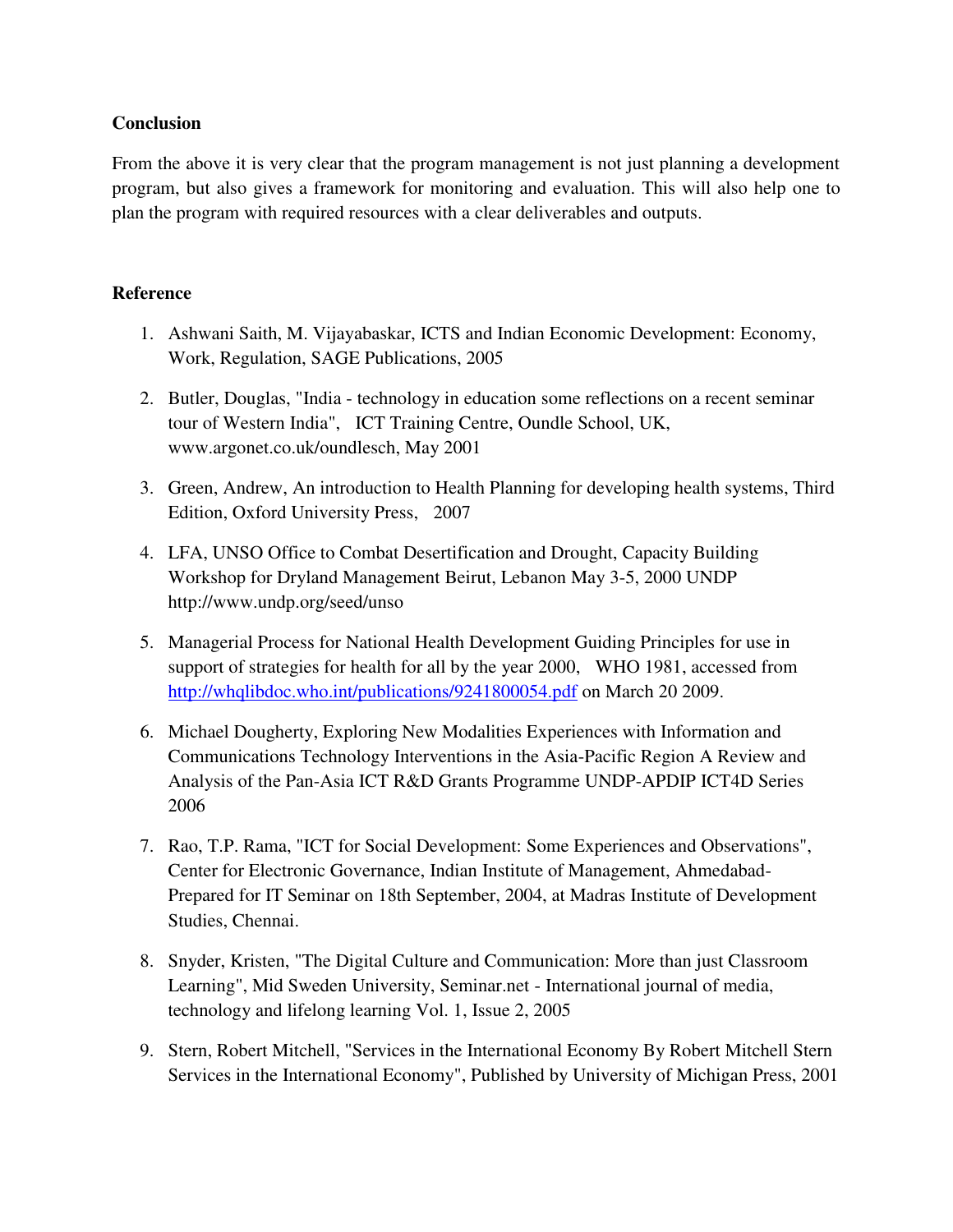**Conclusion**

From the above it is very clear that the program management is not just planning a development program, but also gives a framework for monitoring and evaluation. This will also help one to plan the program with required resources with a clear deliverables and outputs.

**Reference**

1. Ashwani Saith, M. Vijayabaskar, ICTS and Indian Economic Development: Economy, Work, Regulation, SAGE Publications, 2005

2. Butler, Douglas, "India - technology in education some reflections on a recent seminar tour of Western India", ICT Training Centre, Oundle School, UK, www.argonet.co.uk/oundlesch, May 2001

3. Green, Andrew, An introduction to Health Planning for developing health systems, Third Edition, Oxford University Press, 2007

4. LFA, UNSO Office to Combat Desertification and Drought, Capacity Building Workshop for Dryland Management Beirut, Lebanon May 3-5, 2000 UNDP http://www.undp.org/seed/unso

5. Managerial Process for National Health Development Guiding Principles for use in support of strategies for health for all by the year 2000, WHO 1981, accessed from http://whqlibdoc.who.int/publications/9241800054.pdf on March 20 2009.

6. Michael Dougherty, Exploring New Modalities Experiences with Information and Communications Technology Interventions in the Asia-Pacific Region A Review and Analysis of the Pan-Asia ICT R&D Grants Programme UNDP-APDIP ICT4D Series 2006

7. Rao, T.P. Rama, "ICT for Social Development: Some Experiences and Observations", Center for Electronic Governance, Indian Institute of Management, Ahmedabad- Prepared for IT Seminar on 18th September, 2004, at Madras Institute of Development Studies, Chennai.

8. Snyder, Kristen, "The Digital Culture and Communication: More than just Classroom Learning", Mid Sweden University, Seminar.net - International journal of media, technology and lifelong learning Vol. 1, Issue 2, 2005

9. Stern, Robert Mitchell, "Services in the International Economy By Robert Mitchell Stern Services in the International Economy", Published by University of Michigan Press, 2001